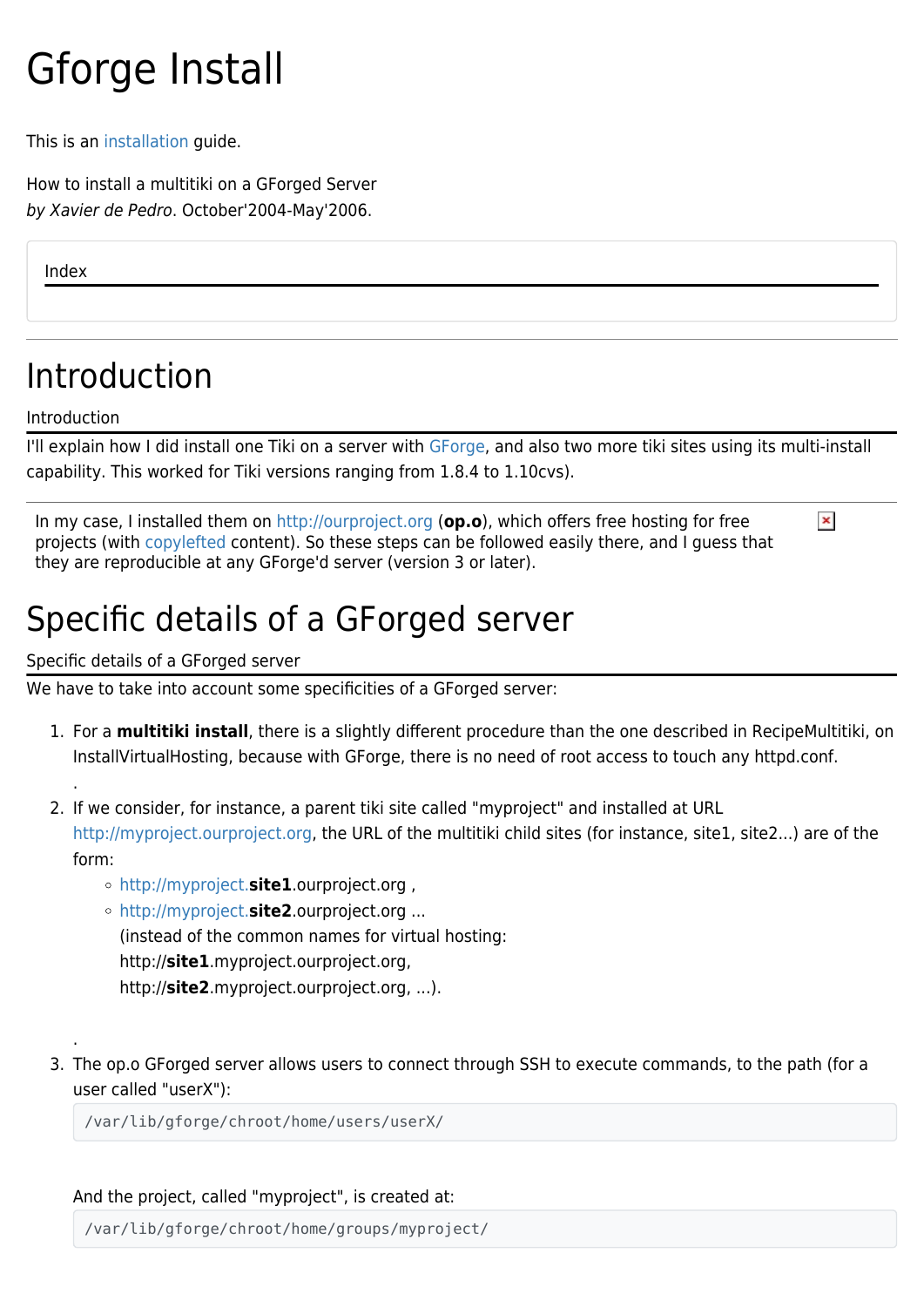# Gforge Install

This is an installation guide.

How to install a multitiki on a GForged Server
*by Xavier de Pedro*. October'2004-May'2006.

Index

---

# Introduction

Introduction

I'll explain how I did install one Tiki on a server with GForge, and also two more tiki sites using its multi-install capability. This worked for Tiki versions ranging from 1.8.4 to 1.10cvs).

In my case, I installed them on http://ourproject.org (**op.o**), which offers free hosting for free projects (with copylefted content). So these steps can be followed easily there, and I guess that they are reproducible at any GForge'd server (version 3 or later).

# Specific details of a GForged server

Specific details of a GForged server

We have to take into account some specificities of a GForged server:

1. For a **multitiki install**, there is a slightly different procedure than the one described in RecipeMultitiki, on InstallVirtualHosting, because with GForge, there is no need of root access to touch any httpd.conf.
   .
2. If we consider, for instance, a parent tiki site called "myproject" and installed at URL http://myproject.ourproject.org, the URL of the multitiki child sites (for instance, site1, site2...) are of the form:
   - http://myproject.**site1**.ourproject.org ,
   - http://myproject.**site2**.ourproject.org ...
     (instead of the common names for virtual hosting:
     http://**site1**.myproject.ourproject.org,
     http://**site2**.myproject.ourproject.org, ...).

   .
3. The op.o GForged server allows users to connect through SSH to execute commands, to the path (for a user called "userX"):

   ```
   /var/lib/gforge/chroot/home/users/userX/
   ```

   And the project, called "myproject", is created at:

   ```
   /var/lib/gforge/chroot/home/groups/myproject/
   ```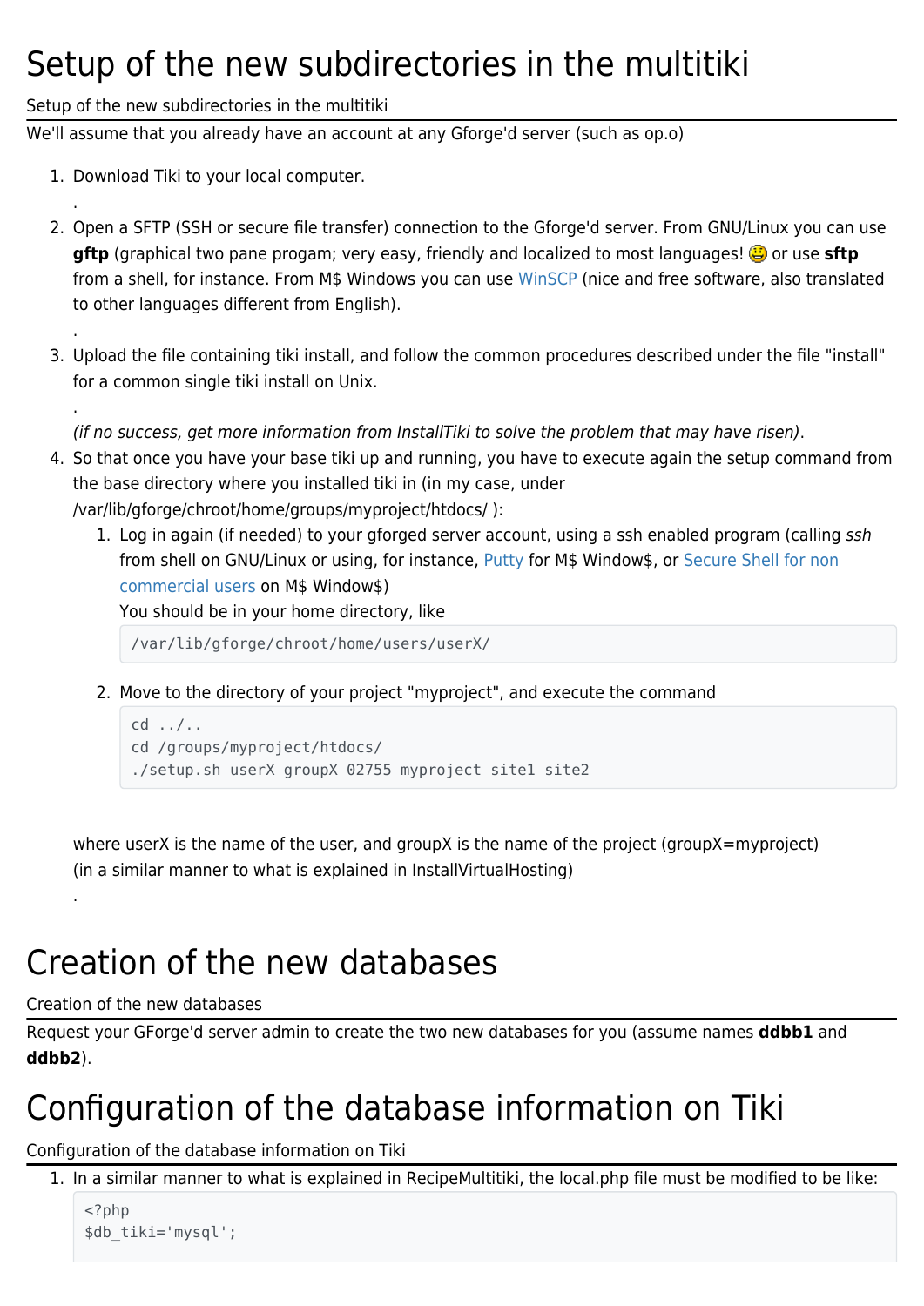# Setup of the new subdirectories in the multitiki

## Setup of the new subdirectories in the multitiki

We'll assume that you already have an account at any Gforge'd server (such as op.o)

1. Download Tiki to your local computer.
   .
2. Open a SFTP (SSH or secure file transfer) connection to the Gforge'd server. From GNU/Linux you can use **gftp** (graphical two pane progam; very easy, friendly and localized to most languages! 😃 or use **sftp** from a shell, for instance. From M$ Windows you can use WinSCP (nice and free software, also translated to other languages different from English).
   .
3. Upload the file containing tiki install, and follow the common procedures described under the file "install" for a common single tiki install on Unix.
   .
   *(if no success, get more information from InstallTiki to solve the problem that may have risen)*.
4. So that once you have your base tiki up and running, you have to execute again the setup command from the base directory where you installed tiki in (in my case, under /var/lib/gforge/chroot/home/groups/myproject/htdocs/ ):
   1. Log in again (if needed) to your gforged server account, using a ssh enabled program (calling *ssh* from shell on GNU/Linux or using, for instance, Putty for M$ Window$, or Secure Shell for non commercial users on M$ Window$)
      You should be in your home directory, like
      ```
      /var/lib/gforge/chroot/home/users/userX/
      ```
   2. Move to the directory of your project "myproject", and execute the command
      ```
      cd ../..
      cd /groups/myproject/htdocs/
      ./setup.sh userX groupX 02755 myproject site1 site2
      ```

   where userX is the name of the user, and groupX is the name of the project (groupX=myproject) (in a similar manner to what is explained in InstallVirtualHosting)
   .

# Creation of the new databases

## Creation of the new databases

Request your GForge'd server admin to create the two new databases for you (assume names **ddbb1** and **ddbb2**).

# Configuration of the database information on Tiki

## Configuration of the database information on Tiki

1. In a similar manner to what is explained in RecipeMultitiki, the local.php file must be modified to be like:
   ```
   <?php
   $db_tiki='mysql';
   ```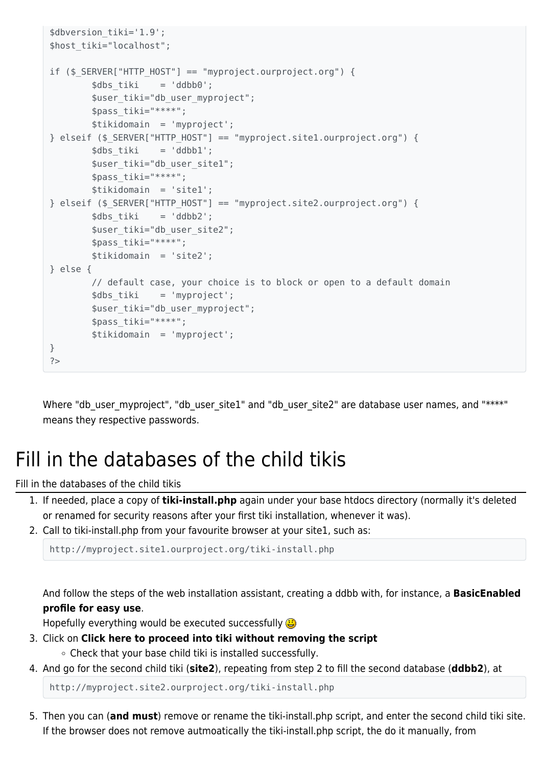```
$dbversion_tiki='1.9';
$host_tiki="localhost";

if ($_SERVER["HTTP_HOST"] == "myproject.ourproject.org") {
        $dbs_tiki    = 'ddbb0';
        $user_tiki="db_user_myproject";
        $pass_tiki="****";
        $tikidomain  = 'myproject';
} elseif ($_SERVER["HTTP_HOST"] == "myproject.site1.ourproject.org") {
        $dbs_tiki    = 'ddbb1';
        $user_tiki="db_user_site1";
        $pass_tiki="****";
        $tikidomain  = 'site1';
} elseif ($_SERVER["HTTP_HOST"] == "myproject.site2.ourproject.org") {
        $dbs_tiki    = 'ddbb2';
        $user_tiki="db_user_site2";
        $pass_tiki="****";
        $tikidomain  = 'site2';
} else {
        // default case, your choice is to block or open to a default domain
        $dbs_tiki    = 'myproject';
        $user_tiki="db_user_myproject";
        $pass_tiki="****";
        $tikidomain  = 'myproject';
}
?>
```

Where "db_user_myproject", "db_user_site1" and "db_user_site2" are database user names, and "****" means they respective passwords.

# Fill in the databases of the child tikis

Fill in the databases of the child tikis

1. If needed, place a copy of **tiki-install.php** again under your base htdocs directory (normally it's deleted or renamed for security reasons after your first tiki installation, whenever it was).
2. Call to tiki-install.php from your favourite browser at your site1, such as:

   ```
   http://myproject.site1.ourproject.org/tiki-install.php
   ```

   And follow the steps of the web installation assistant, creating a ddbb with, for instance, a **BasicEnabled profile for easy use**.
   Hopefully everything would be executed successfully
3. Click on **Click here to proceed into tiki without removing the script**
   - Check that your base child tiki is installed successfully.
4. And go for the second child tiki (**site2**), repeating from step 2 to fill the second database (**ddbb2**), at

   ```
   http://myproject.site2.ourproject.org/tiki-install.php
   ```

5. Then you can (**and must**) remove or rename the tiki-install.php script, and enter the second child tiki site. If the browser does not remove autmoatically the tiki-install.php script, the do it manually, from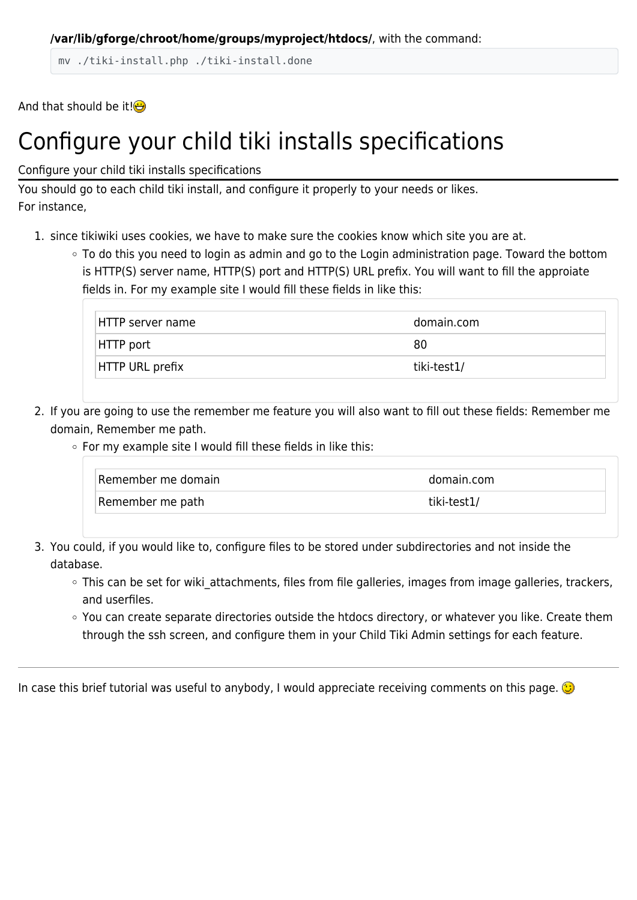**/var/lib/gforge/chroot/home/groups/myproject/htdocs/**, with the command:

```
mv ./tiki-install.php ./tiki-install.done
```

And that should be it!

# Configure your child tiki installs specifications

Configure your child tiki installs specifications

You should go to each child tiki install, and configure it properly to your needs or likes.
For instance,

1. since tikiwiki uses cookies, we have to make sure the cookies know which site you are at.
   - To do this you need to login as admin and go to the Login administration page. Toward the bottom is HTTP(S) server name, HTTP(S) port and HTTP(S) URL prefix. You will want to fill the approiate fields in. For my example site I would fill these fields in like this:

| | |
|---|---|
| HTTP server name | domain.com |
| HTTP port | 80 |
| HTTP URL prefix | tiki-test1/ |

2. If you are going to use the remember me feature you will also want to fill out these fields: Remember me domain, Remember me path.
   - For my example site I would fill these fields in like this:

| | |
|---|---|
| Remember me domain | domain.com |
| Remember me path | tiki-test1/ |

3. You could, if you would like to, configure files to be stored under subdirectories and not inside the database.
   - This can be set for wiki_attachments, files from file galleries, images from image galleries, trackers, and userfiles.
   - You can create separate directories outside the htdocs directory, or whatever you like. Create them through the ssh screen, and configure them in your Child Tiki Admin settings for each feature.

---

In case this brief tutorial was useful to anybody, I would appreciate receiving comments on this page.